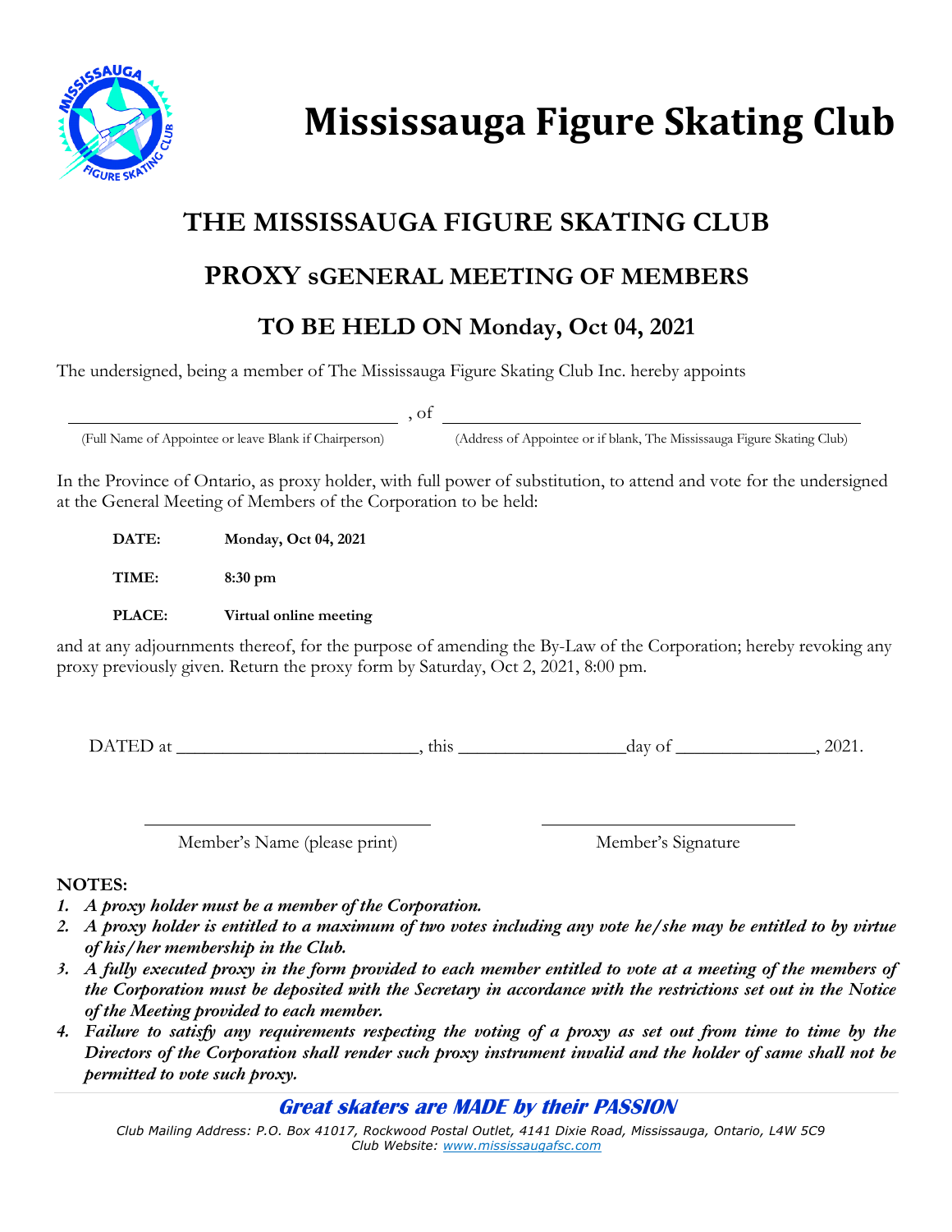# Mississauga Figure Skating Club

## THE MISSISSAUGA FIGURE SKATING CLUB

## PROXY sGENERAL MEETING OF MEMBERS

## TO BE HELD ON Monday, Oct 04, 2021

The undersigned, being a member of The Mississauga Figure Skating Club Inc. hereby appoints

\_\_\_\_\_\_\_\_\_\_\_\_\_\_\_\_\_\_\_\_\_\_\_\_\_\_\_\_\_\_\_\_\_\_\_\_ , of \_\_\_\_\_\_\_\_\_\_\_\_\_\_\_\_\_\_\_\_\_\_\_\_\_\_\_\_\_\_\_\_\_\_\_\_\_\_\_\_\_\_\_\_

(Full Name of Appointee or leave Blank if Chairperson) (Address of Appointee or if blank, The Mississauga Figure Skating Club)

In the Province of Ontario, as proxy holder, with full power of substitution, to attend and vote for the undersigned at the General Meeting of Members of the Corporation to be held:

**DATE:** **Monday, Oct 04, 2021**

**TIME:** **8:30 pm**

**PLACE:** **Virtual online meeting**

and at any adjournments thereof, for the purpose of amending the By-Law of the Corporation; hereby revoking any proxy previously given. Return the proxy form by Saturday, Oct 2, 2021, 8:00 pm.

DATED at \_\_\_\_\_\_\_\_\_\_\_\_\_\_\_\_\_\_\_\_\_\_\_\_\_\_, this \_\_\_\_\_\_\_\_\_\_\_\_\_\_\_\_\_\_day of \_\_\_\_\_\_\_\_\_\_\_\_\_\_\_, 2021.

\_\_\_\_\_\_\_\_\_\_\_\_\_\_\_\_\_\_\_\_\_\_\_\_\_\_\_\_\_\_ \_\_\_\_\_\_\_\_\_\_\_\_\_\_\_\_\_\_\_\_\_\_\_\_\_\_\_\_

Member's Name (please print) Member's Signature

**NOTES:**

1. ***A proxy holder must be a member of the Corporation.***
2. ***A proxy holder is entitled to a maximum of two votes including any vote he/she may be entitled to by virtue of his/her membership in the Club.***
3. ***A fully executed proxy in the form provided to each member entitled to vote at a meeting of the members of the Corporation must be deposited with the Secretary in accordance with the restrictions set out in the Notice of the Meeting provided to each member.***
4. ***Failure to satisfy any requirements respecting the voting of a proxy as set out from time to time by the Directors of the Corporation shall render such proxy instrument invalid and the holder of same shall not be permitted to vote such proxy.***

***Great skaters are MADE by their PASSION***

*Club Mailing Address: P.O. Box 41017, Rockwood Postal Outlet, 4141 Dixie Road, Mississauga, Ontario, L4W 5C9*
*Club Website: www.mississaugafsc.com*